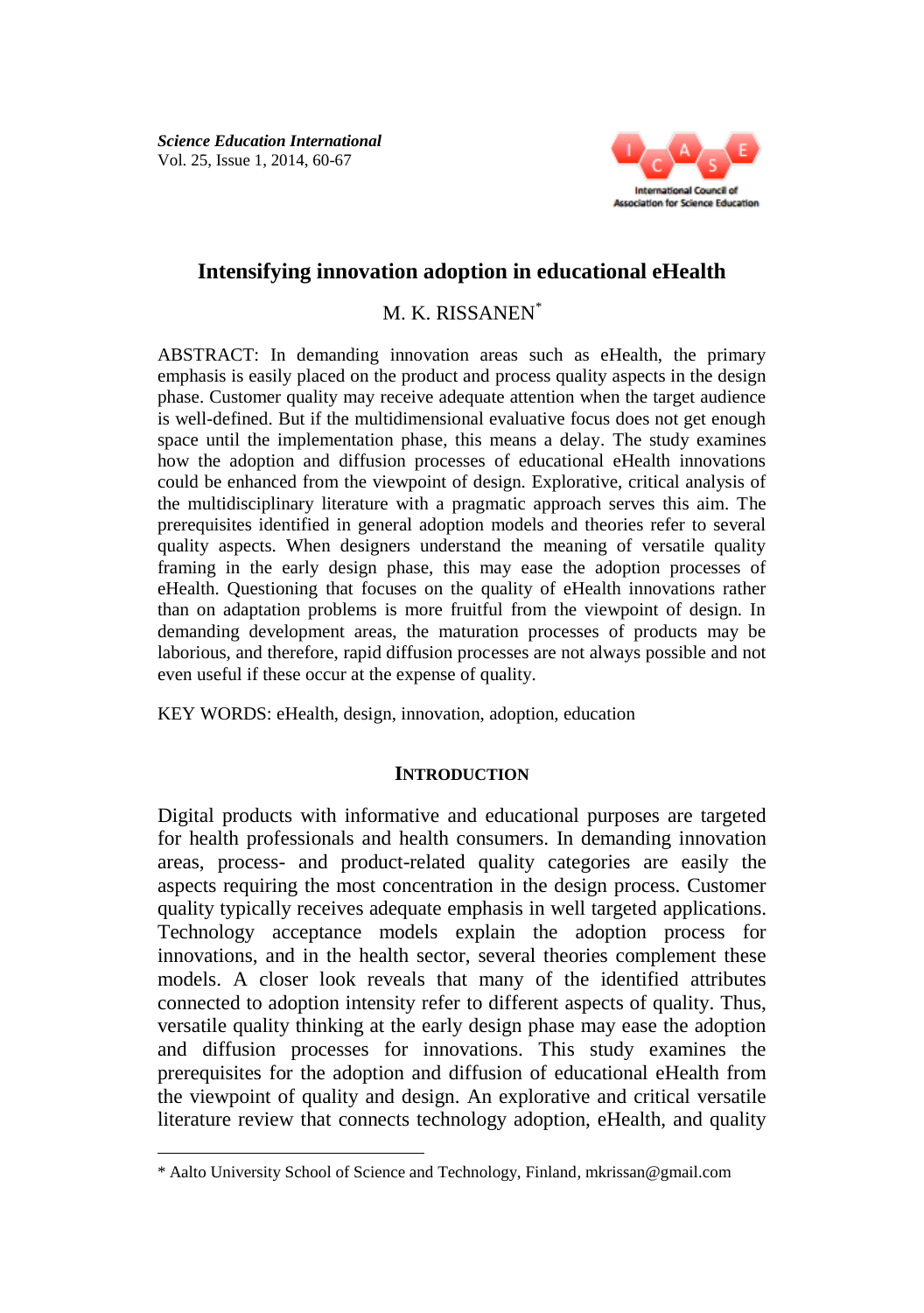*Science Education International*
Vol. 25, Issue 1, 2014, 60-67

# Intensifying innovation adoption in educational eHealth

M. K. RISSANEN*

ABSTRACT: In demanding innovation areas such as eHealth, the primary emphasis is easily placed on the product and process quality aspects in the design phase. Customer quality may receive adequate attention when the target audience is well-defined. But if the multidimensional evaluative focus does not get enough space until the implementation phase, this means a delay. The study examines how the adoption and diffusion processes of educational eHealth innovations could be enhanced from the viewpoint of design. Explorative, critical analysis of the multidisciplinary literature with a pragmatic approach serves this aim. The prerequisites identified in general adoption models and theories refer to several quality aspects. When designers understand the meaning of versatile quality framing in the early design phase, this may ease the adoption processes of eHealth. Questioning that focuses on the quality of eHealth innovations rather than on adaptation problems is more fruitful from the viewpoint of design. In demanding development areas, the maturation processes of products may be laborious, and therefore, rapid diffusion processes are not always possible and not even useful if these occur at the expense of quality.

KEY WORDS: eHealth, design, innovation, adoption, education

## INTRODUCTION

Digital products with informative and educational purposes are targeted for health professionals and health consumers. In demanding innovation areas, process- and product-related quality categories are easily the aspects requiring the most concentration in the design process. Customer quality typically receives adequate emphasis in well targeted applications. Technology acceptance models explain the adoption process for innovations, and in the health sector, several theories complement these models. A closer look reveals that many of the identified attributes connected to adoption intensity refer to different aspects of quality. Thus, versatile quality thinking at the early design phase may ease the adoption and diffusion processes for innovations. This study examines the prerequisites for the adoption and diffusion of educational eHealth from the viewpoint of quality and design. An explorative and critical versatile literature review that connects technology adoption, eHealth, and quality

---

* Aalto University School of Science and Technology, Finland, mkrissan@gmail.com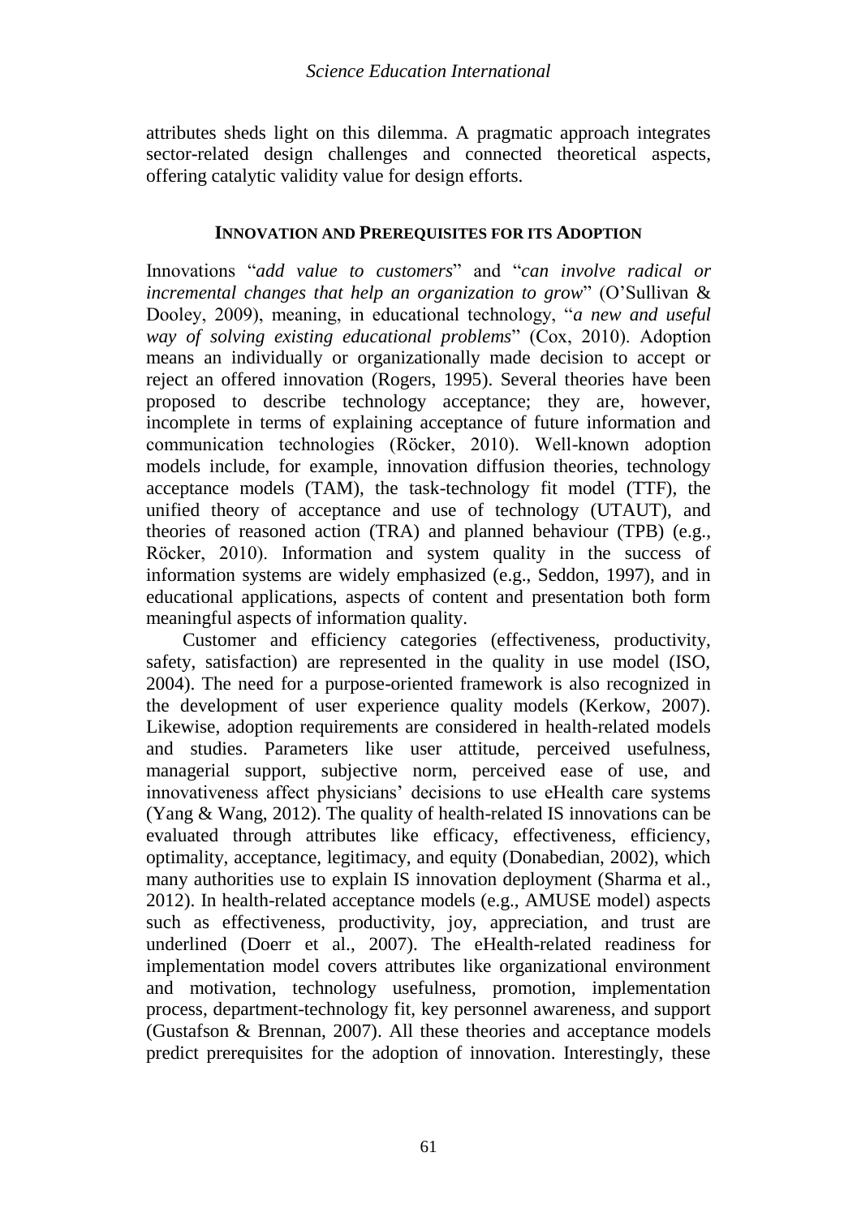attributes sheds light on this dilemma. A pragmatic approach integrates sector-related design challenges and connected theoretical aspects, offering catalytic validity value for design efforts.

## INNOVATION AND PREREQUISITES FOR ITS ADOPTION

Innovations "*add value to customers*" and "*can involve radical or incremental changes that help an organization to grow*" (O'Sullivan & Dooley, 2009), meaning, in educational technology, "*a new and useful way of solving existing educational problems*" (Cox, 2010). Adoption means an individually or organizationally made decision to accept or reject an offered innovation (Rogers, 1995). Several theories have been proposed to describe technology acceptance; they are, however, incomplete in terms of explaining acceptance of future information and communication technologies (Röcker, 2010). Well-known adoption models include, for example, innovation diffusion theories, technology acceptance models (TAM), the task-technology fit model (TTF), the unified theory of acceptance and use of technology (UTAUT), and theories of reasoned action (TRA) and planned behaviour (TPB) (e.g., Röcker, 2010). Information and system quality in the success of information systems are widely emphasized (e.g., Seddon, 1997), and in educational applications, aspects of content and presentation both form meaningful aspects of information quality.

Customer and efficiency categories (effectiveness, productivity, safety, satisfaction) are represented in the quality in use model (ISO, 2004). The need for a purpose-oriented framework is also recognized in the development of user experience quality models (Kerkow, 2007). Likewise, adoption requirements are considered in health-related models and studies. Parameters like user attitude, perceived usefulness, managerial support, subjective norm, perceived ease of use, and innovativeness affect physicians' decisions to use eHealth care systems (Yang & Wang, 2012). The quality of health-related IS innovations can be evaluated through attributes like efficacy, effectiveness, efficiency, optimality, acceptance, legitimacy, and equity (Donabedian, 2002), which many authorities use to explain IS innovation deployment (Sharma et al., 2012). In health-related acceptance models (e.g., AMUSE model) aspects such as effectiveness, productivity, joy, appreciation, and trust are underlined (Doerr et al., 2007). The eHealth-related readiness for implementation model covers attributes like organizational environment and motivation, technology usefulness, promotion, implementation process, department-technology fit, key personnel awareness, and support (Gustafson & Brennan, 2007). All these theories and acceptance models predict prerequisites for the adoption of innovation. Interestingly, these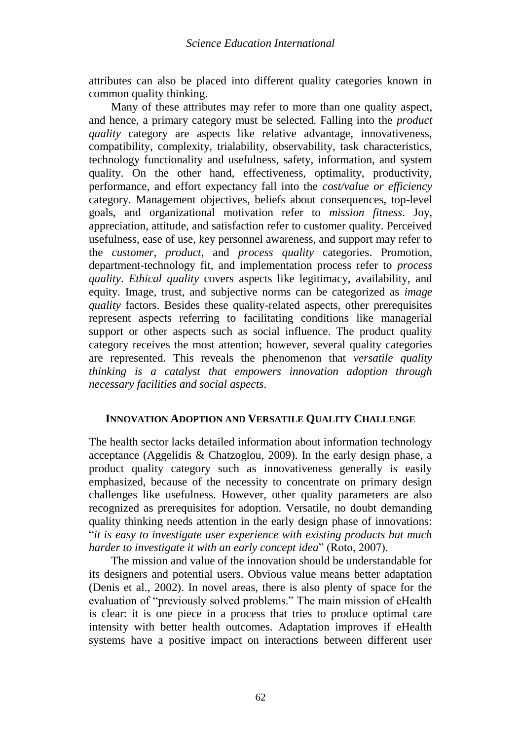attributes can also be placed into different quality categories known in common quality thinking.

Many of these attributes may refer to more than one quality aspect, and hence, a primary category must be selected. Falling into the *product quality* category are aspects like relative advantage, innovativeness, compatibility, complexity, trialability, observability, task characteristics, technology functionality and usefulness, safety, information, and system quality. On the other hand, effectiveness, optimality, productivity, performance, and effort expectancy fall into the *cost/value or efficiency* category. Management objectives, beliefs about consequences, top-level goals, and organizational motivation refer to *mission fitness*. Joy, appreciation, attitude, and satisfaction refer to customer quality. Perceived usefulness, ease of use, key personnel awareness, and support may refer to the *customer*, *product*, and *process quality* categories. Promotion, department-technology fit, and implementation process refer to *process quality*. *Ethical quality* covers aspects like legitimacy, availability, and equity. Image, trust, and subjective norms can be categorized as *image quality* factors. Besides these quality-related aspects, other prerequisites represent aspects referring to facilitating conditions like managerial support or other aspects such as social influence. The product quality category receives the most attention; however, several quality categories are represented. This reveals the phenomenon that *versatile quality thinking is a catalyst that empowers innovation adoption through necessary facilities and social aspects*.

## INNOVATION ADOPTION AND VERSATILE QUALITY CHALLENGE

The health sector lacks detailed information about information technology acceptance (Aggelidis & Chatzoglou, 2009). In the early design phase, a product quality category such as innovativeness generally is easily emphasized, because of the necessity to concentrate on primary design challenges like usefulness. However, other quality parameters are also recognized as prerequisites for adoption. Versatile, no doubt demanding quality thinking needs attention in the early design phase of innovations: "*it is easy to investigate user experience with existing products but much harder to investigate it with an early concept idea*" (Roto, 2007).

The mission and value of the innovation should be understandable for its designers and potential users. Obvious value means better adaptation (Denis et al., 2002). In novel areas, there is also plenty of space for the evaluation of "previously solved problems." The main mission of eHealth is clear: it is one piece in a process that tries to produce optimal care intensity with better health outcomes. Adaptation improves if eHealth systems have a positive impact on interactions between different user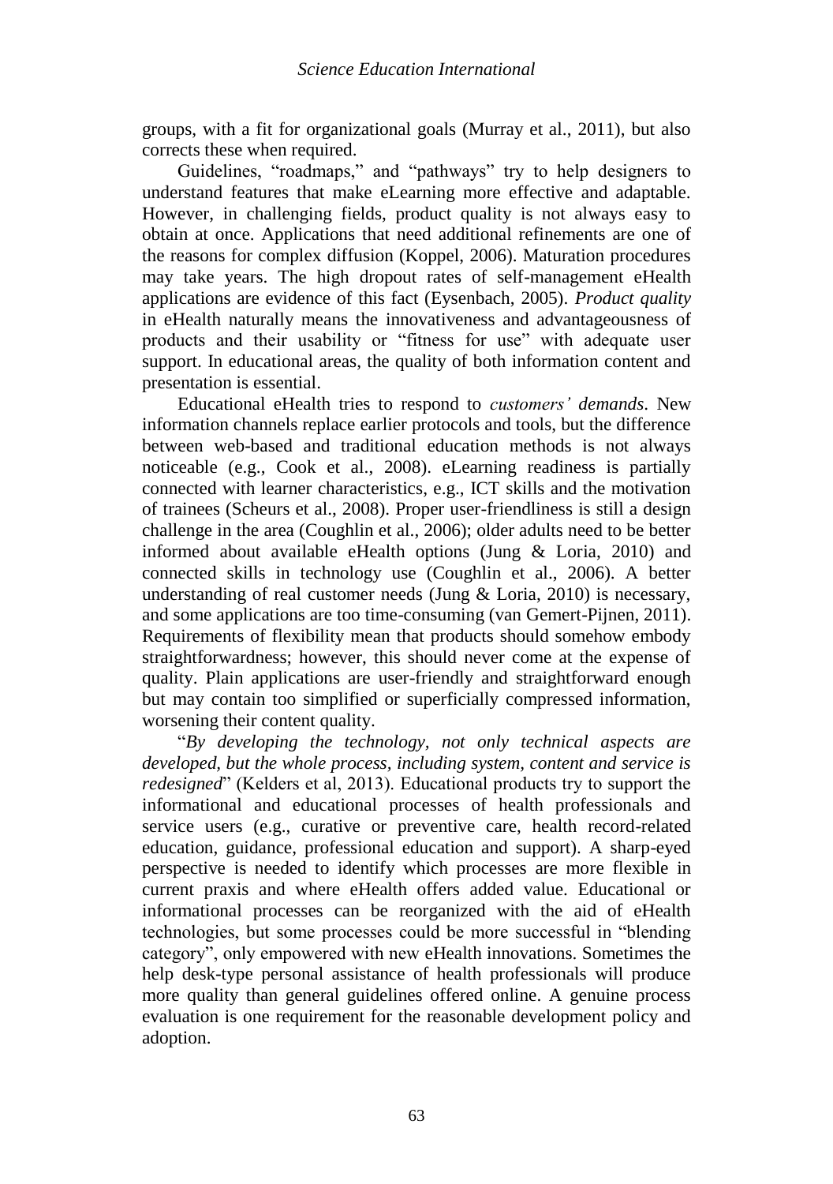groups, with a fit for organizational goals (Murray et al., 2011), but also corrects these when required.

Guidelines, "roadmaps," and "pathways" try to help designers to understand features that make eLearning more effective and adaptable. However, in challenging fields, product quality is not always easy to obtain at once. Applications that need additional refinements are one of the reasons for complex diffusion (Koppel, 2006). Maturation procedures may take years. The high dropout rates of self-management eHealth applications are evidence of this fact (Eysenbach, 2005). *Product quality* in eHealth naturally means the innovativeness and advantageousness of products and their usability or "fitness for use" with adequate user support. In educational areas, the quality of both information content and presentation is essential.

Educational eHealth tries to respond to *customers' demands*. New information channels replace earlier protocols and tools, but the difference between web-based and traditional education methods is not always noticeable (e.g., Cook et al., 2008). eLearning readiness is partially connected with learner characteristics, e.g., ICT skills and the motivation of trainees (Scheurs et al., 2008). Proper user-friendliness is still a design challenge in the area (Coughlin et al., 2006); older adults need to be better informed about available eHealth options (Jung & Loria, 2010) and connected skills in technology use (Coughlin et al., 2006). A better understanding of real customer needs (Jung & Loria, 2010) is necessary, and some applications are too time-consuming (van Gemert-Pijnen, 2011). Requirements of flexibility mean that products should somehow embody straightforwardness; however, this should never come at the expense of quality. Plain applications are user-friendly and straightforward enough but may contain too simplified or superficially compressed information, worsening their content quality.

"*By developing the technology, not only technical aspects are developed, but the whole process, including system, content and service is redesigned*" (Kelders et al, 2013). Educational products try to support the informational and educational processes of health professionals and service users (e.g., curative or preventive care, health record-related education, guidance, professional education and support). A sharp-eyed perspective is needed to identify which processes are more flexible in current praxis and where eHealth offers added value. Educational or informational processes can be reorganized with the aid of eHealth technologies, but some processes could be more successful in "blending category", only empowered with new eHealth innovations. Sometimes the help desk-type personal assistance of health professionals will produce more quality than general guidelines offered online. A genuine process evaluation is one requirement for the reasonable development policy and adoption.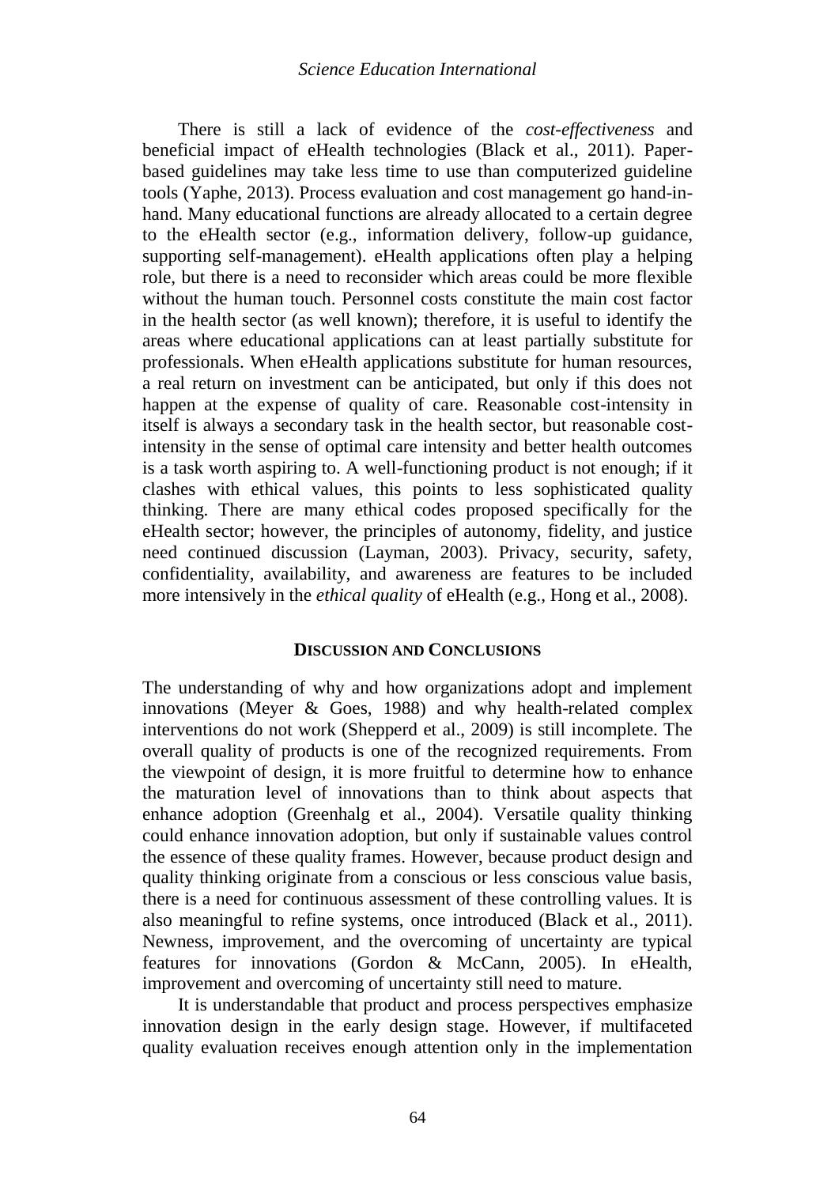There is still a lack of evidence of the *cost-effectiveness* and beneficial impact of eHealth technologies (Black et al., 2011). Paper-based guidelines may take less time to use than computerized guideline tools (Yaphe, 2013). Process evaluation and cost management go hand-in-hand. Many educational functions are already allocated to a certain degree to the eHealth sector (e.g., information delivery, follow-up guidance, supporting self-management). eHealth applications often play a helping role, but there is a need to reconsider which areas could be more flexible without the human touch. Personnel costs constitute the main cost factor in the health sector (as well known); therefore, it is useful to identify the areas where educational applications can at least partially substitute for professionals. When eHealth applications substitute for human resources, a real return on investment can be anticipated, but only if this does not happen at the expense of quality of care. Reasonable cost-intensity in itself is always a secondary task in the health sector, but reasonable cost-intensity in the sense of optimal care intensity and better health outcomes is a task worth aspiring to. A well-functioning product is not enough; if it clashes with ethical values, this points to less sophisticated quality thinking. There are many ethical codes proposed specifically for the eHealth sector; however, the principles of autonomy, fidelity, and justice need continued discussion (Layman, 2003). Privacy, security, safety, confidentiality, availability, and awareness are features to be included more intensively in the *ethical quality* of eHealth (e.g., Hong et al., 2008).

## DISCUSSION AND CONCLUSIONS

The understanding of why and how organizations adopt and implement innovations (Meyer & Goes, 1988) and why health-related complex interventions do not work (Shepperd et al., 2009) is still incomplete. The overall quality of products is one of the recognized requirements. From the viewpoint of design, it is more fruitful to determine how to enhance the maturation level of innovations than to think about aspects that enhance adoption (Greenhalg et al., 2004). Versatile quality thinking could enhance innovation adoption, but only if sustainable values control the essence of these quality frames. However, because product design and quality thinking originate from a conscious or less conscious value basis, there is a need for continuous assessment of these controlling values. It is also meaningful to refine systems, once introduced (Black et al., 2011). Newness, improvement, and the overcoming of uncertainty are typical features for innovations (Gordon & McCann, 2005). In eHealth, improvement and overcoming of uncertainty still need to mature.

It is understandable that product and process perspectives emphasize innovation design in the early design stage. However, if multifaceted quality evaluation receives enough attention only in the implementation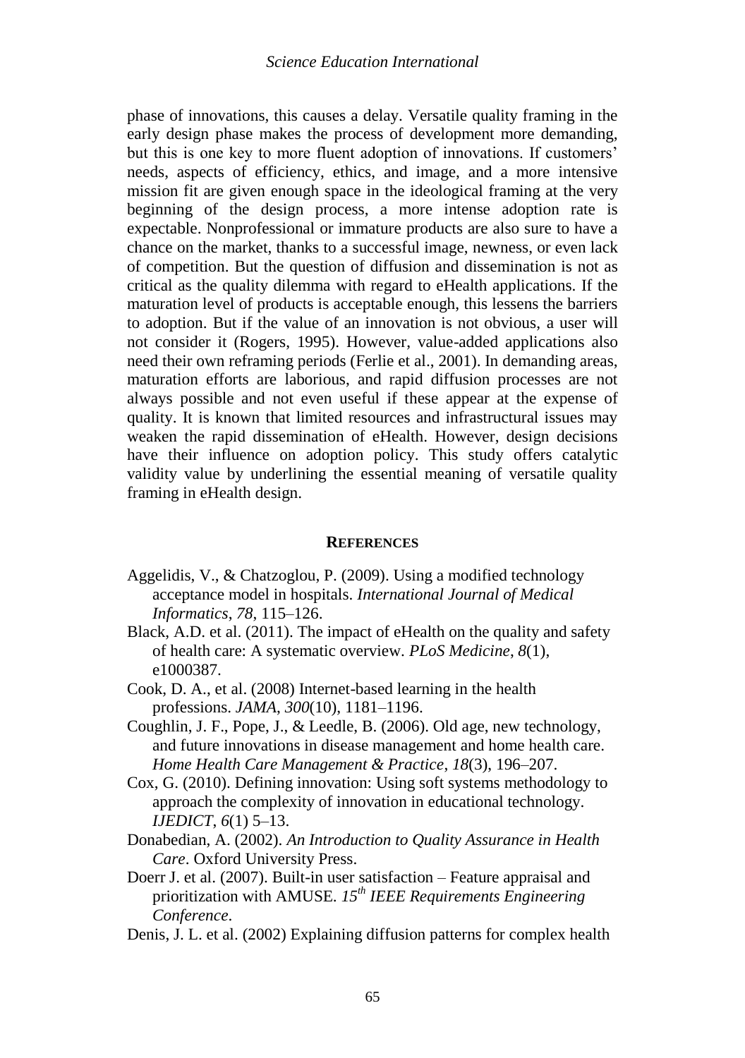phase of innovations, this causes a delay. Versatile quality framing in the early design phase makes the process of development more demanding, but this is one key to more fluent adoption of innovations. If customers' needs, aspects of efficiency, ethics, and image, and a more intensive mission fit are given enough space in the ideological framing at the very beginning of the design process, a more intense adoption rate is expectable. Nonprofessional or immature products are also sure to have a chance on the market, thanks to a successful image, newness, or even lack of competition. But the question of diffusion and dissemination is not as critical as the quality dilemma with regard to eHealth applications. If the maturation level of products is acceptable enough, this lessens the barriers to adoption. But if the value of an innovation is not obvious, a user will not consider it (Rogers, 1995). However, value-added applications also need their own reframing periods (Ferlie et al., 2001). In demanding areas, maturation efforts are laborious, and rapid diffusion processes are not always possible and not even useful if these appear at the expense of quality. It is known that limited resources and infrastructural issues may weaken the rapid dissemination of eHealth. However, design decisions have their influence on adoption policy. This study offers catalytic validity value by underlining the essential meaning of versatile quality framing in eHealth design.

## REFERENCES

Aggelidis, V., & Chatzoglou, P. (2009). Using a modified technology acceptance model in hospitals. *International Journal of Medical Informatics*, *78*, 115–126.

Black, A.D. et al. (2011). The impact of eHealth on the quality and safety of health care: A systematic overview. *PLoS Medicine*, *8*(1), e1000387.

Cook, D. A., et al. (2008) Internet-based learning in the health professions. *JAMA*, *300*(10), 1181–1196.

Coughlin, J. F., Pope, J., & Leedle, B. (2006). Old age, new technology, and future innovations in disease management and home health care. *Home Health Care Management & Practice*, *18*(3), 196–207.

Cox, G. (2010). Defining innovation: Using soft systems methodology to approach the complexity of innovation in educational technology. *IJEDICT*, *6*(1) 5–13.

Donabedian, A. (2002). *An Introduction to Quality Assurance in Health Care*. Oxford University Press.

Doerr J. et al. (2007). Built-in user satisfaction – Feature appraisal and prioritization with AMUSE. *15th IEEE Requirements Engineering Conference*.

Denis, J. L. et al. (2002) Explaining diffusion patterns for complex health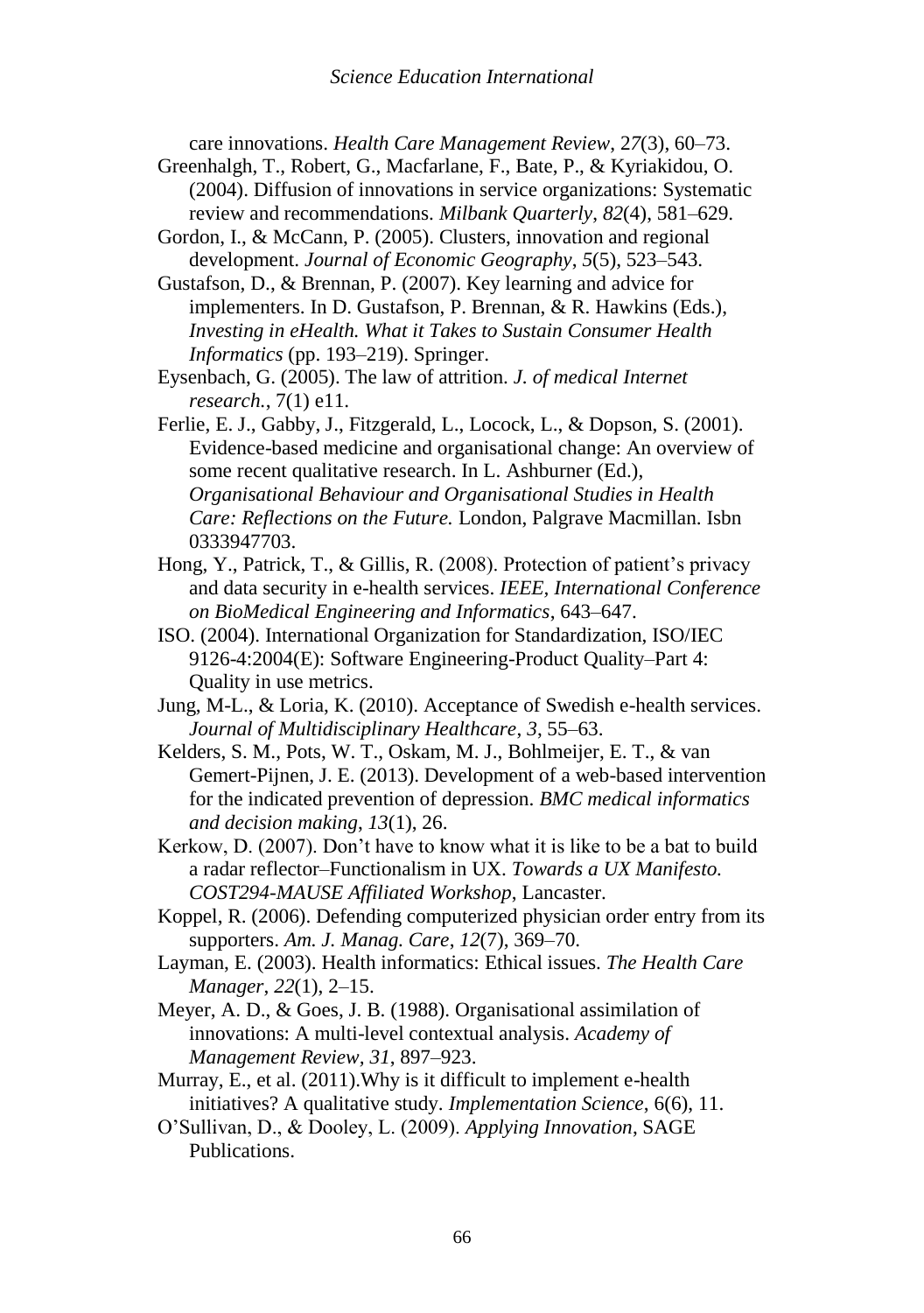care innovations. *Health Care Management Review*, 2*7*(3), 60–73.

Greenhalgh, T., Robert, G., Macfarlane, F., Bate, P., & Kyriakidou, O. (2004). Diffusion of innovations in service organizations: Systematic review and recommendations. *Milbank Quarterly*, *82*(4), 581–629.

Gordon, I., & McCann, P. (2005). Clusters, innovation and regional development. *Journal of Economic Geography*, *5*(5), 523–543.

Gustafson, D., & Brennan, P. (2007). Key learning and advice for implementers. In D. Gustafson, P. Brennan, & R. Hawkins (Eds.), *Investing in eHealth. What it Takes to Sustain Consumer Health Informatics* (pp. 193–219). Springer.

Eysenbach, G. (2005). The law of attrition. *J. of medical Internet research.*, 7(1) e11.

Ferlie, E. J., Gabby, J., Fitzgerald, L., Locock, L., & Dopson, S. (2001). Evidence-based medicine and organisational change: An overview of some recent qualitative research. In L. Ashburner (Ed.), *Organisational Behaviour and Organisational Studies in Health Care: Reflections on the Future.* London, Palgrave Macmillan. Isbn 0333947703.

Hong, Y., Patrick, T., & Gillis, R. (2008). Protection of patient's privacy and data security in e-health services. *IEEE, International Conference on BioMedical Engineering and Informatics*, 643–647.

ISO. (2004). International Organization for Standardization, ISO/IEC 9126-4:2004(E): Software Engineering-Product Quality–Part 4: Quality in use metrics.

Jung, M-L., & Loria, K. (2010). Acceptance of Swedish e-health services. *Journal of Multidisciplinary Healthcare*, *3*, 55–63.

Kelders, S. M., Pots, W. T., Oskam, M. J., Bohlmeijer, E. T., & van Gemert-Pijnen, J. E. (2013). Development of a web-based intervention for the indicated prevention of depression. *BMC medical informatics and decision making*, *13*(1), 26.

Kerkow, D. (2007). Don't have to know what it is like to be a bat to build a radar reflector–Functionalism in UX. *Towards a UX Manifesto. COST294-MAUSE Affiliated Workshop*, Lancaster.

Koppel, R. (2006). Defending computerized physician order entry from its supporters. *Am. J. Manag. Care*, *12*(7), 369–70.

Layman, E. (2003). Health informatics: Ethical issues. *The Health Care Manager*, *22*(1), 2–15.

Meyer, A. D., & Goes, J. B. (1988). Organisational assimilation of innovations: A multi-level contextual analysis. *Academy of Management Review, 31*, 897–923.

Murray, E., et al. (2011).Why is it difficult to implement e-health initiatives? A qualitative study. *Implementation Science*, 6(6), 11.

O'Sullivan, D., & Dooley, L. (2009). *Applying Innovation*, SAGE Publications.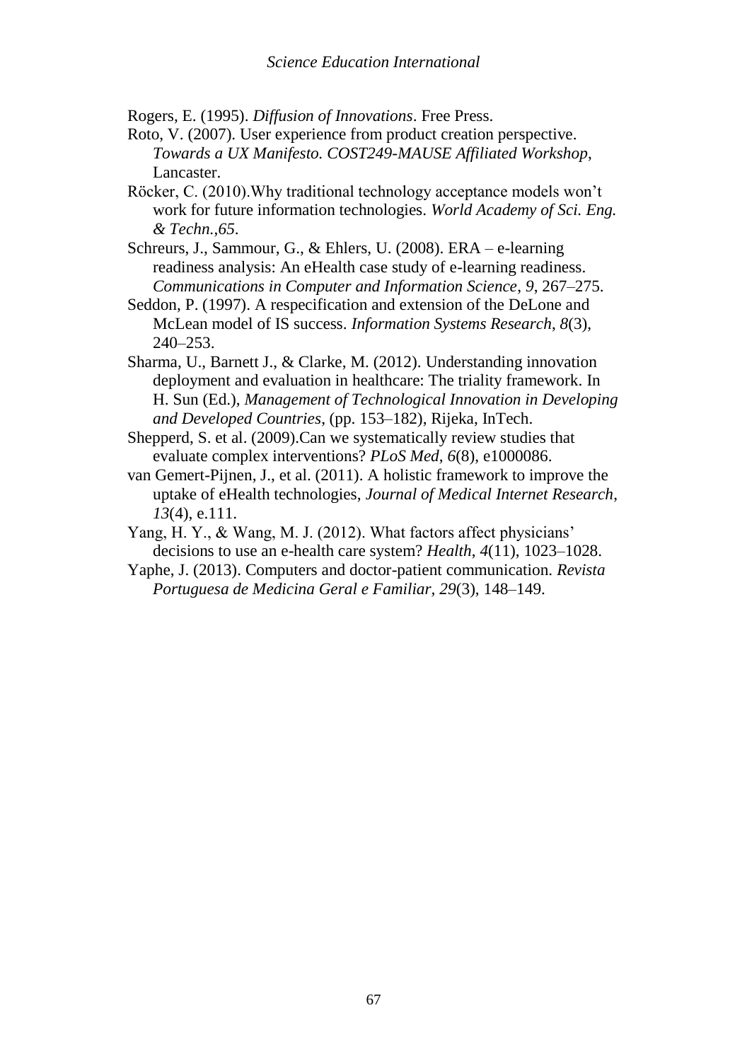Rogers, E. (1995). *Diffusion of Innovations*. Free Press.

Roto, V. (2007). User experience from product creation perspective. *Towards a UX Manifesto. COST249-MAUSE Affiliated Workshop*, Lancaster.

Röcker, C. (2010).Why traditional technology acceptance models won't work for future information technologies. *World Academy of Sci. Eng. & Techn.,65*.

Schreurs, J., Sammour, G., & Ehlers, U. (2008). ERA – e-learning readiness analysis: An eHealth case study of e-learning readiness. *Communications in Computer and Information Science*, *9*, 267–275.

Seddon, P. (1997). A respecification and extension of the DeLone and McLean model of IS success. *Information Systems Research*, *8*(3), 240–253.

Sharma, U., Barnett J., & Clarke, M. (2012). Understanding innovation deployment and evaluation in healthcare: The triality framework. In H. Sun (Ed.), *Management of Technological Innovation in Developing and Developed Countries*, (pp. 153–182), Rijeka, InTech.

Shepperd, S. et al. (2009).Can we systematically review studies that evaluate complex interventions? *PLoS Med*, *6*(8), e1000086.

van Gemert-Pijnen, J., et al. (2011). A holistic framework to improve the uptake of eHealth technologies, *Journal of Medical Internet Research*, *13*(4), e.111.

Yang, H. Y., & Wang, M. J. (2012). What factors affect physicians' decisions to use an e-health care system? *Health*, *4*(11), 1023–1028.

Yaphe, J. (2013). Computers and doctor-patient communication. *Revista Portuguesa de Medicina Geral e Familiar, 29*(3), 148–149.